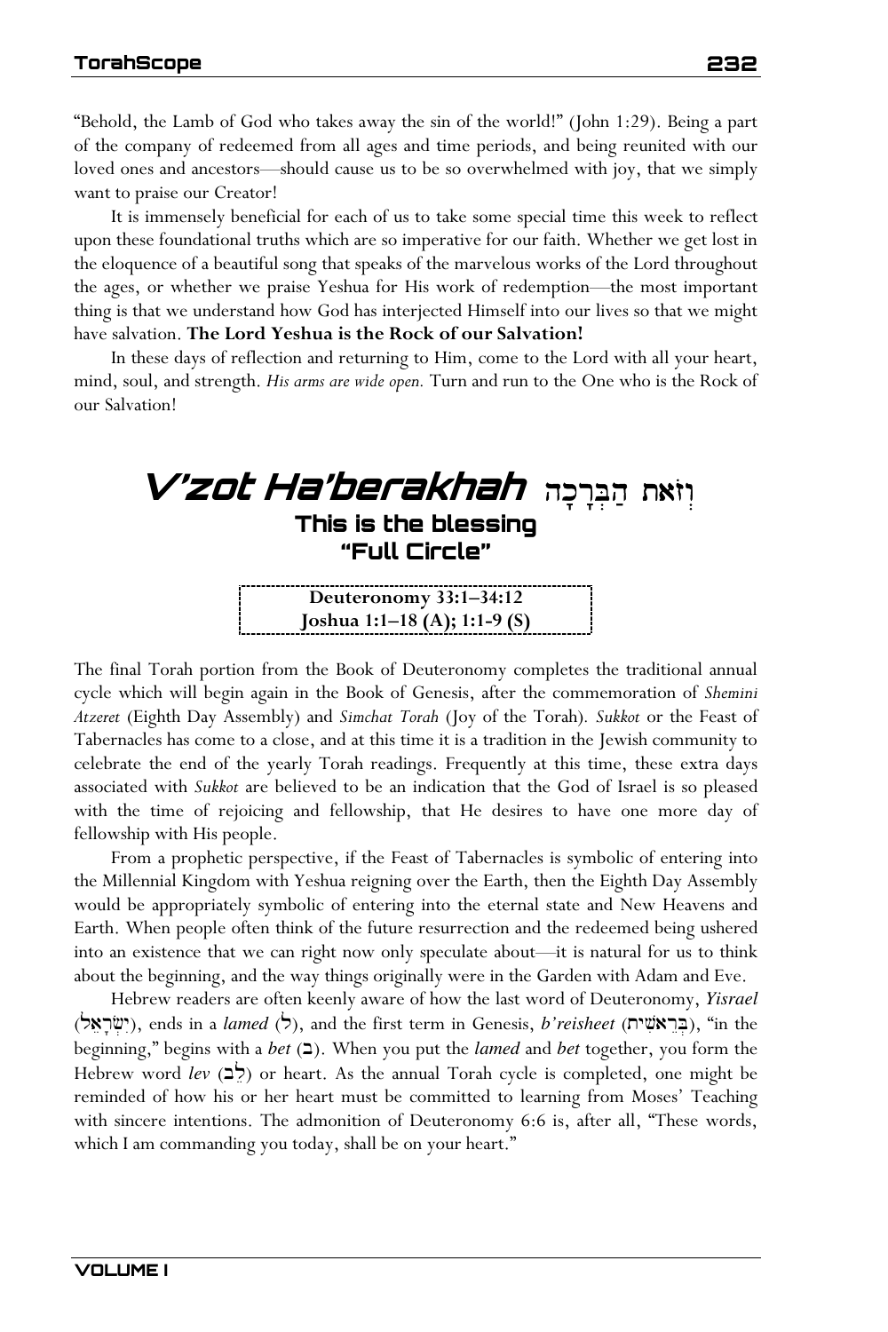"Behold, the Lamb of God who takes away the sin of the world!" (John 1:29). Being a part of the company of redeemed from all ages and time periods, and being reunited with our loved ones and ancestors—should cause us to be so overwhelmed with joy, that we simply want to praise our Creator!

It is immensely beneficial for each of us to take some special time this week to reflect upon these foundational truths which are so imperative for our faith. Whether we get lost in the eloquence of a beautiful song that speaks of the marvelous works of the Lord throughout the ages, or whether we praise Yeshua for His work of redemption—the most important thing is that we understand how God has interjected Himself into our lives so that we might have salvation. **The Lord Yeshua is the Rock of our Salvation!**

In these days of reflection and returning to Him, come to the Lord with all your heart, mind, soul, and strength. *His arms are wide open.* Turn and run to the One who is the Rock of our Salvation!

# V'zot Ha'berakhah וְזֹאת הַבְּרָכָה

## This is the blessing
## "Full Circle"

**Deuteronomy 33:1–34:12**
**Joshua 1:1–18 (A); 1:1-9 (S)**

The final Torah portion from the Book of Deuteronomy completes the traditional annual cycle which will begin again in the Book of Genesis, after the commemoration of *Shemini Atzeret* (Eighth Day Assembly) and *Simchat Torah* (Joy of the Torah). *Sukkot* or the Feast of Tabernacles has come to a close, and at this time it is a tradition in the Jewish community to celebrate the end of the yearly Torah readings. Frequently at this time, these extra days associated with *Sukkot* are believed to be an indication that the God of Israel is so pleased with the time of rejoicing and fellowship, that He desires to have one more day of fellowship with His people.

From a prophetic perspective, if the Feast of Tabernacles is symbolic of entering into the Millennial Kingdom with Yeshua reigning over the Earth, then the Eighth Day Assembly would be appropriately symbolic of entering into the eternal state and New Heavens and Earth. When people often think of the future resurrection and the redeemed being ushered into an existence that we can right now only speculate about—it is natural for us to think about the beginning, and the way things originally were in the Garden with Adam and Eve.

Hebrew readers are often keenly aware of how the last word of Deuteronomy, *Yisrael* (יִשְׂרָאֵל), ends in a *lamed* (ל), and the first term in Genesis, *b'reisheet* (בְּרֵאשִׁית), "in the beginning," begins with a *bet* (ב). When you put the *lamed* and *bet* together, you form the Hebrew word *lev* (לֵב) or heart. As the annual Torah cycle is completed, one might be reminded of how his or her heart must be committed to learning from Moses' Teaching with sincere intentions. The admonition of Deuteronomy 6:6 is, after all, "These words, which I am commanding you today, shall be on your heart."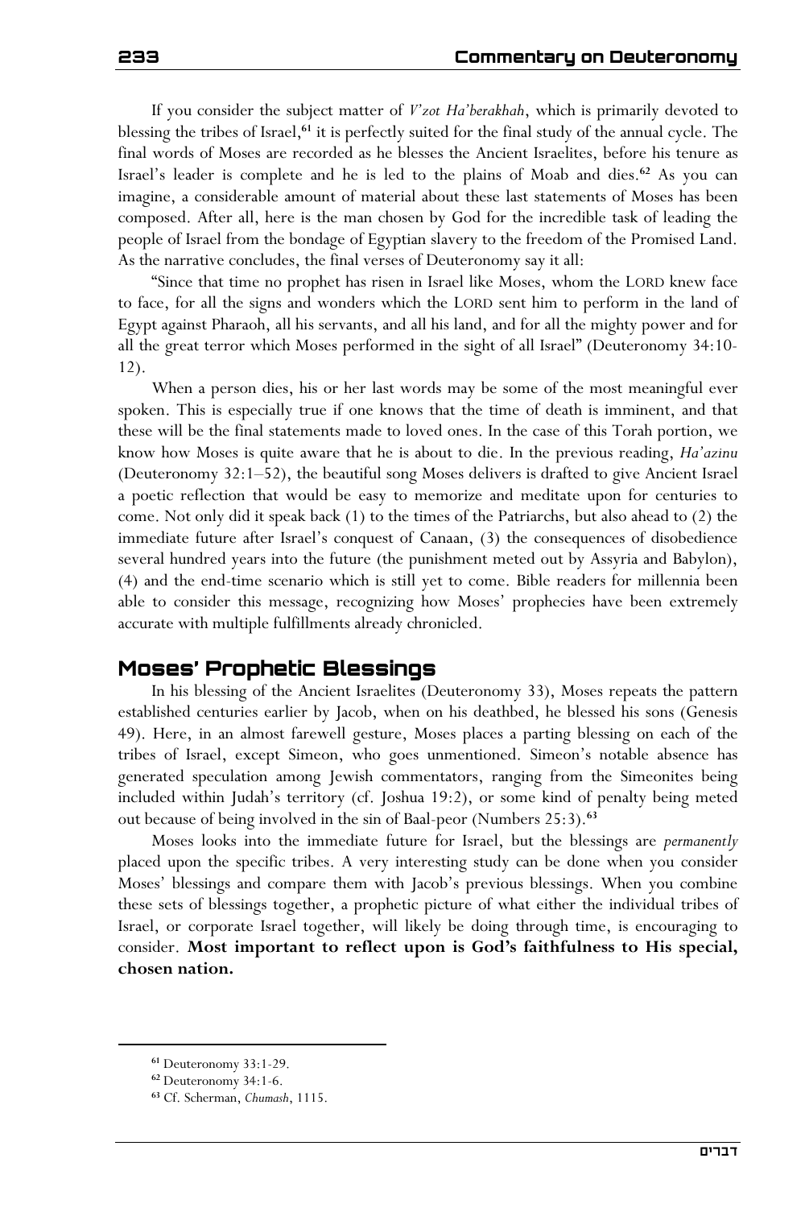If you consider the subject matter of *V'zot Ha'berakhah*, which is primarily devoted to blessing the tribes of Israel,[61] it is perfectly suited for the final study of the annual cycle. The final words of Moses are recorded as he blesses the Ancient Israelites, before his tenure as Israel's leader is complete and he is led to the plains of Moab and dies.[62] As you can imagine, a considerable amount of material about these last statements of Moses has been composed. After all, here is the man chosen by God for the incredible task of leading the people of Israel from the bondage of Egyptian slavery to the freedom of the Promised Land. As the narrative concludes, the final verses of Deuteronomy say it all:

"Since that time no prophet has risen in Israel like Moses, whom the LORD knew face to face, for all the signs and wonders which the LORD sent him to perform in the land of Egypt against Pharaoh, all his servants, and all his land, and for all the mighty power and for all the great terror which Moses performed in the sight of all Israel" (Deuteronomy 34:10-12).

When a person dies, his or her last words may be some of the most meaningful ever spoken. This is especially true if one knows that the time of death is imminent, and that these will be the final statements made to loved ones. In the case of this Torah portion, we know how Moses is quite aware that he is about to die. In the previous reading, *Ha'azinu* (Deuteronomy 32:1–52), the beautiful song Moses delivers is drafted to give Ancient Israel a poetic reflection that would be easy to memorize and meditate upon for centuries to come. Not only did it speak back (1) to the times of the Patriarchs, but also ahead to (2) the immediate future after Israel's conquest of Canaan, (3) the consequences of disobedience several hundred years into the future (the punishment meted out by Assyria and Babylon), (4) and the end-time scenario which is still yet to come. Bible readers for millennia been able to consider this message, recognizing how Moses' prophecies have been extremely accurate with multiple fulfillments already chronicled.

## Moses' Prophetic Blessings

In his blessing of the Ancient Israelites (Deuteronomy 33), Moses repeats the pattern established centuries earlier by Jacob, when on his deathbed, he blessed his sons (Genesis 49). Here, in an almost farewell gesture, Moses places a parting blessing on each of the tribes of Israel, except Simeon, who goes unmentioned. Simeon's notable absence has generated speculation among Jewish commentators, ranging from the Simeonites being included within Judah's territory (cf. Joshua 19:2), or some kind of penalty being meted out because of being involved in the sin of Baal-peor (Numbers 25:3).[63]

Moses looks into the immediate future for Israel, but the blessings are *permanently* placed upon the specific tribes. A very interesting study can be done when you consider Moses' blessings and compare them with Jacob's previous blessings. When you combine these sets of blessings together, a prophetic picture of what either the individual tribes of Israel, or corporate Israel together, will likely be doing through time, is encouraging to consider. **Most important to reflect upon is God's faithfulness to His special, chosen nation.**

---

[61] Deuteronomy 33:1-29.

[62] Deuteronomy 34:1-6.

[63] Cf. Scherman, *Chumash*, 1115.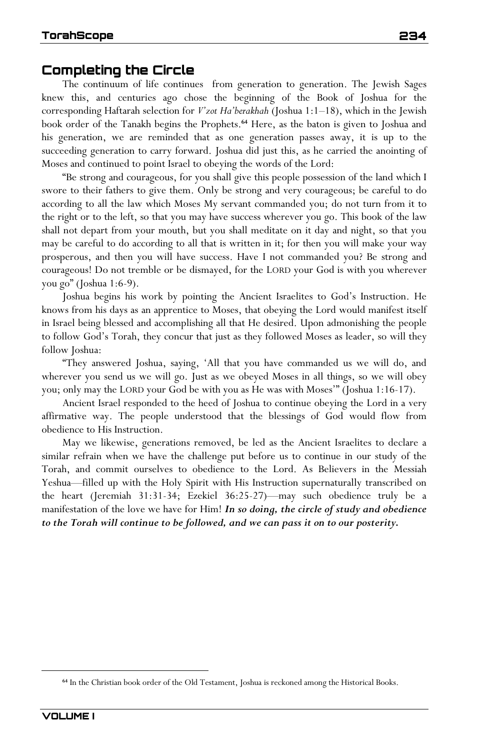## Completing the Circle

The continuum of life continues from generation to generation. The Jewish Sages knew this, and centuries ago chose the beginning of the Book of Joshua for the corresponding Haftarah selection for *V'zot Ha'berakhah* (Joshua 1:1–18), which in the Jewish book order of the Tanakh begins the Prophets.[64] Here, as the baton is given to Joshua and his generation, we are reminded that as one generation passes away, it is up to the succeeding generation to carry forward. Joshua did just this, as he carried the anointing of Moses and continued to point Israel to obeying the words of the Lord:

"Be strong and courageous, for you shall give this people possession of the land which I swore to their fathers to give them. Only be strong and very courageous; be careful to do according to all the law which Moses My servant commanded you; do not turn from it to the right or to the left, so that you may have success wherever you go. This book of the law shall not depart from your mouth, but you shall meditate on it day and night, so that you may be careful to do according to all that is written in it; for then you will make your way prosperous, and then you will have success. Have I not commanded you? Be strong and courageous! Do not tremble or be dismayed, for the LORD your God is with you wherever you go" (Joshua 1:6-9).

Joshua begins his work by pointing the Ancient Israelites to God's Instruction. He knows from his days as an apprentice to Moses, that obeying the Lord would manifest itself in Israel being blessed and accomplishing all that He desired. Upon admonishing the people to follow God's Torah, they concur that just as they followed Moses as leader, so will they follow Joshua:

"They answered Joshua, saying, 'All that you have commanded us we will do, and wherever you send us we will go. Just as we obeyed Moses in all things, so we will obey you; only may the LORD your God be with you as He was with Moses'" (Joshua 1:16-17).

Ancient Israel responded to the heed of Joshua to continue obeying the Lord in a very affirmative way. The people understood that the blessings of God would flow from obedience to His Instruction.

May we likewise, generations removed, be led as the Ancient Israelites to declare a similar refrain when we have the challenge put before us to continue in our study of the Torah, and commit ourselves to obedience to the Lord. As Believers in the Messiah Yeshua—filled up with the Holy Spirit with His Instruction supernaturally transcribed on the heart (Jeremiah 31:31-34; Ezekiel 36:25-27)—may such obedience truly be a manifestation of the love we have for Him! ***In so doing, the circle of study and obedience to the Torah will continue to be followed, and we can pass it on to our posterity.***

---

[64] In the Christian book order of the Old Testament, Joshua is reckoned among the Historical Books.